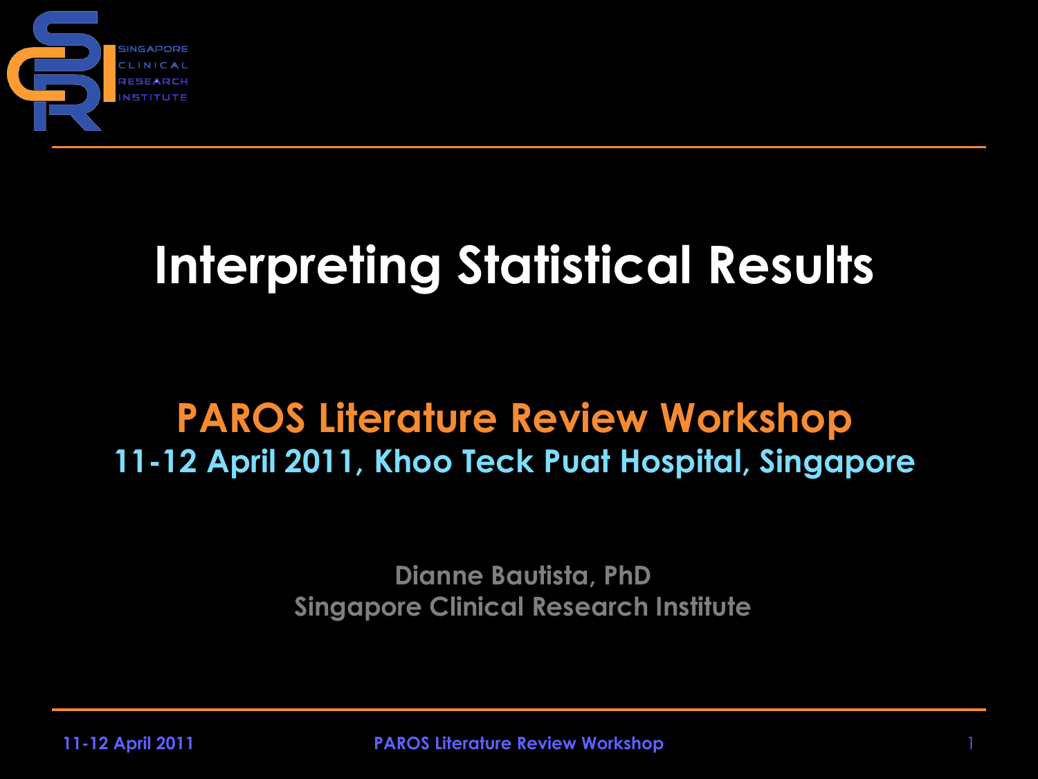# Interpreting Statistical Results

## PAROS Literature Review Workshop

**11-12 April 2011, Khoo Teck Puat Hospital, Singapore**

Dianne Bautista, PhD
Singapore Clinical Research Institute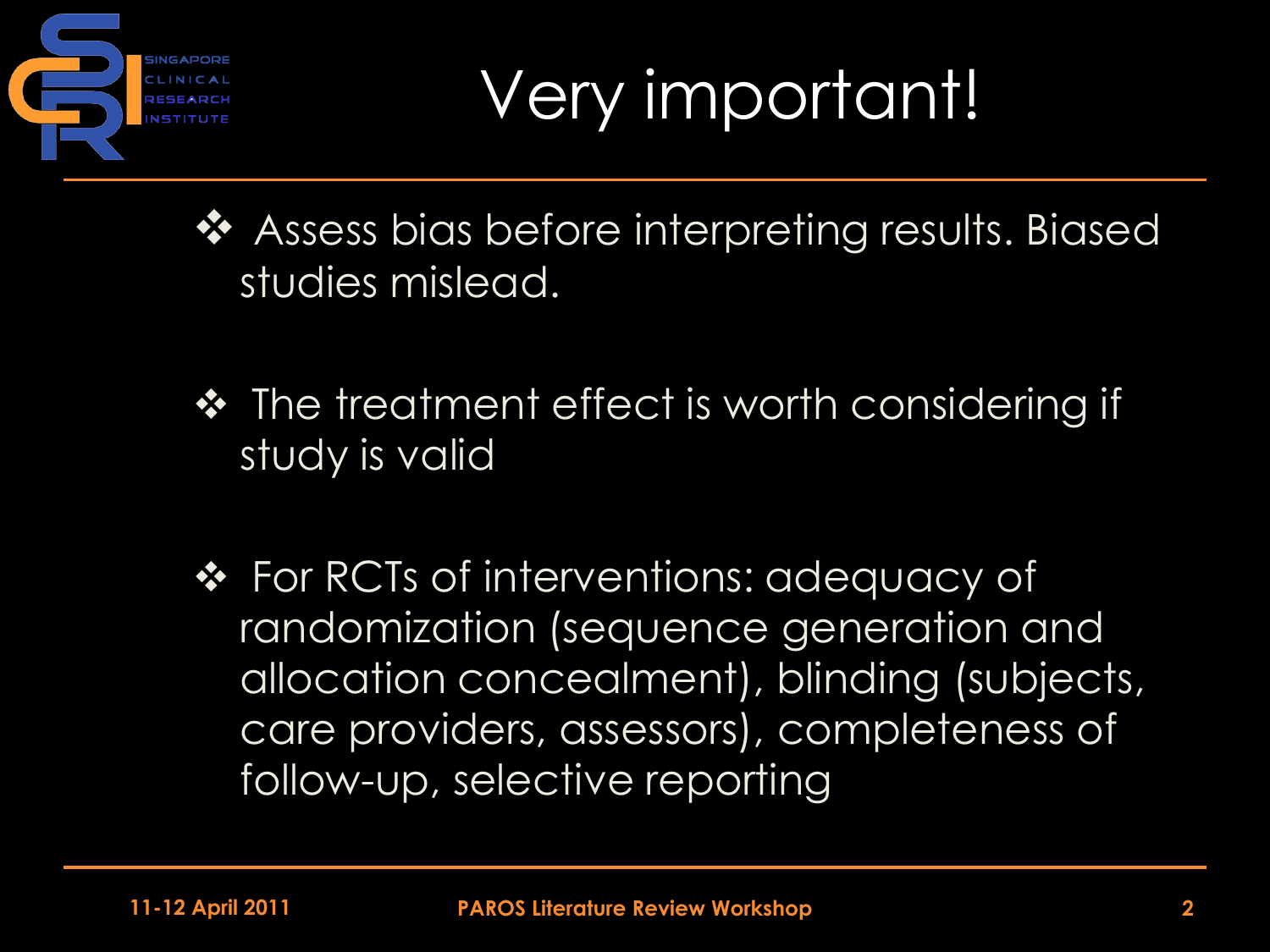# Very important!

- Assess bias before interpreting results. Biased studies mislead.
- The treatment effect is worth considering if study is valid
- For RCTs of interventions: adequacy of randomization (sequence generation and allocation concealment), blinding (subjects, care providers, assessors), completeness of follow-up, selective reporting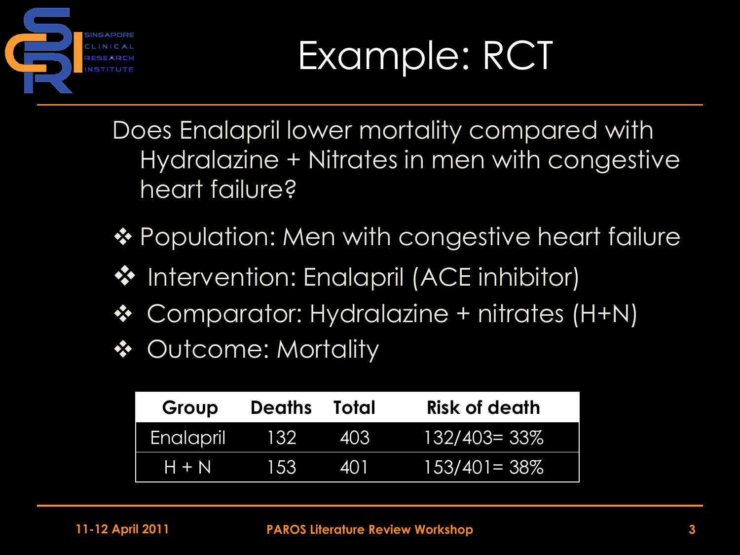# Example: RCT

Does Enalapril lower mortality compared with Hydralazine + Nitrates in men with congestive heart failure?

- Population: Men with congestive heart failure
- Intervention: Enalapril (ACE inhibitor)
- Comparator: Hydralazine + nitrates (H+N)
- Outcome: Mortality

| Group | Deaths | Total | Risk of death |
|---|---|---|---|
| Enalapril | 132 | 403 | 132/403= 33% |
| H + N | 153 | 401 | 153/401= 38% |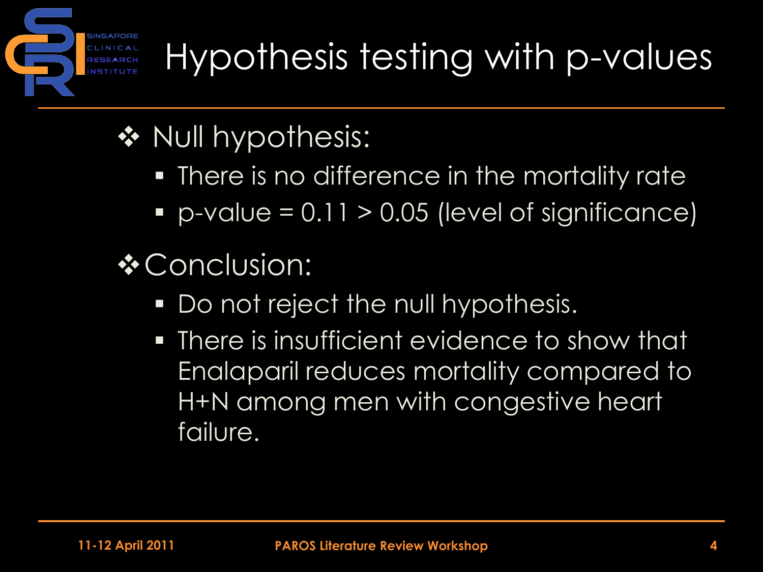# Hypothesis testing with p-values

- Null hypothesis:
  - There is no difference in the mortality rate
  - p-value = 0.11 > 0.05 (level of significance)
- Conclusion:
  - Do not reject the null hypothesis.
  - There is insufficient evidence to show that Enalaparil reduces mortality compared to H+N among men with congestive heart failure.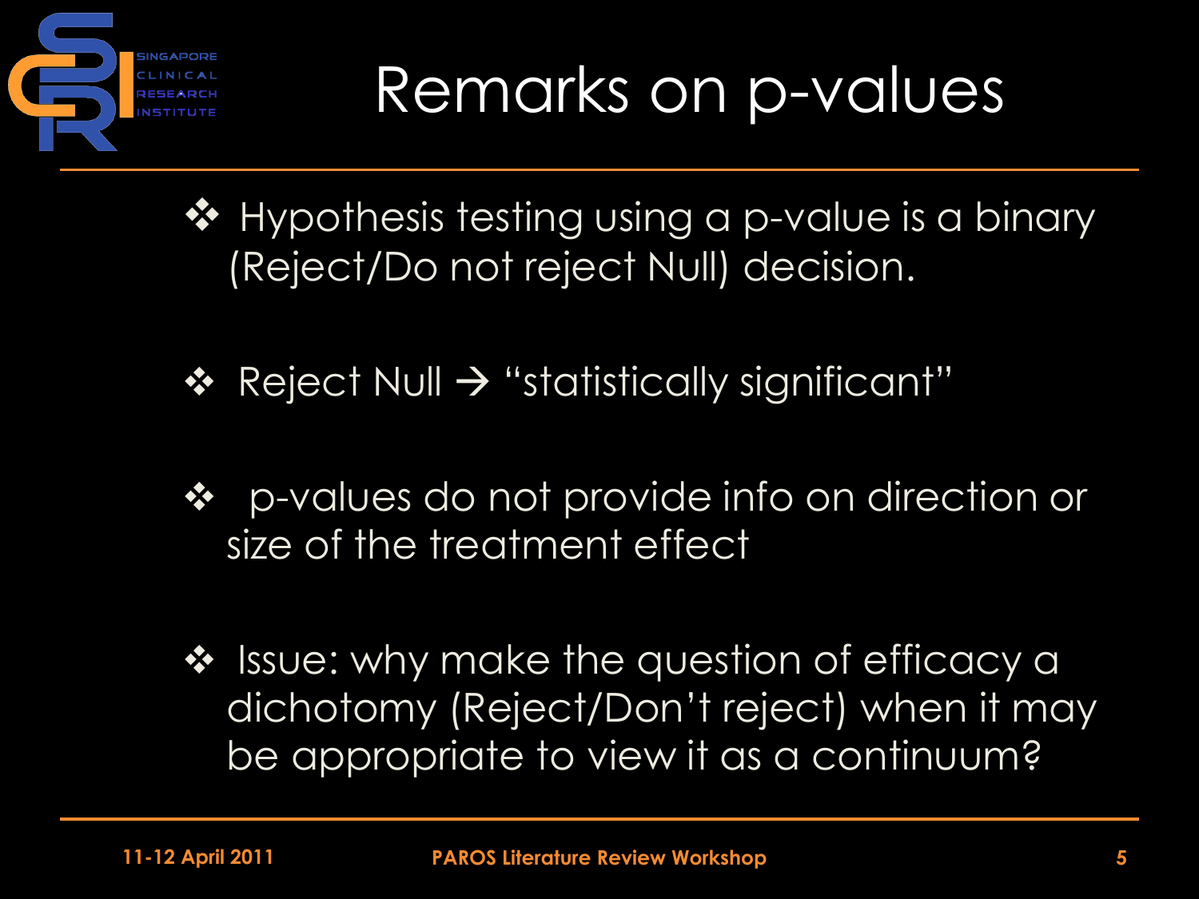# Remarks on p-values

- Hypothesis testing using a p-value is a binary (Reject/Do not reject Null) decision.
- Reject Null → "statistically significant"
- p-values do not provide info on direction or size of the treatment effect
- Issue: why make the question of efficacy a dichotomy (Reject/Don't reject) when it may be appropriate to view it as a continuum?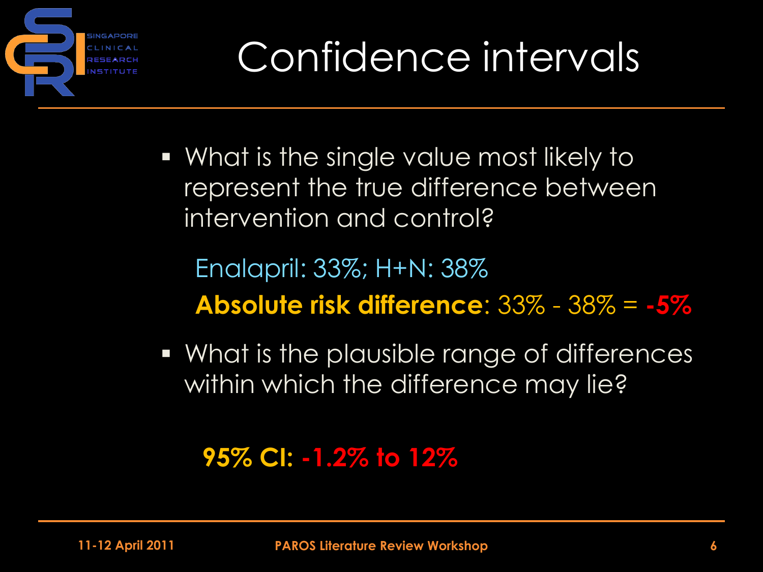# Confidence intervals

- What is the single value most likely to represent the true difference between intervention and control?

  Enalapril: 33%; H+N: 38%

  **Absolute risk difference**: 33% - 38% = **-5%**

- What is the plausible range of differences within which the difference may lie?

  **95% CI: -1.2% to 12%**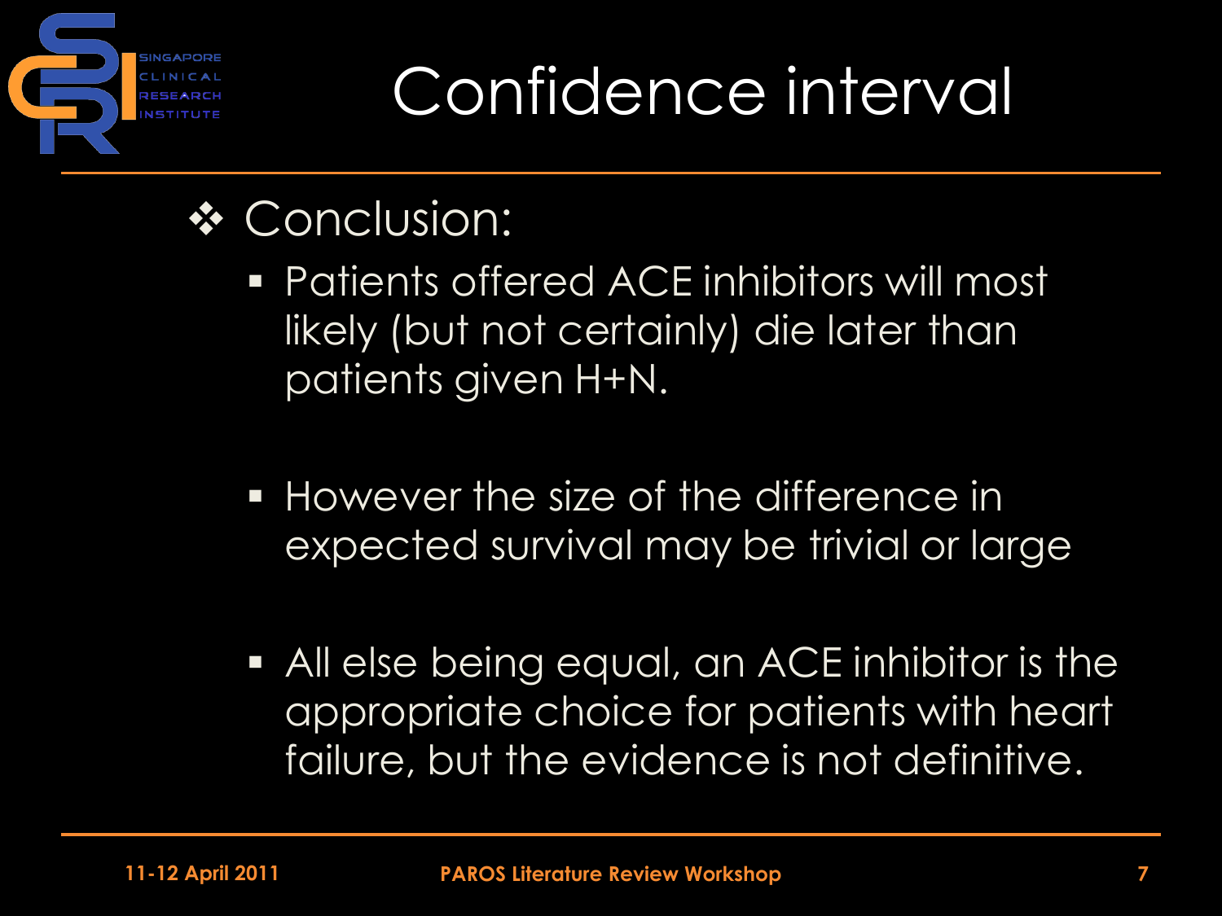# Confidence interval

- Conclusion:
  - Patients offered ACE inhibitors will most likely (but not certainly) die later than patients given H+N.
  - However the size of the difference in expected survival may be trivial or large
  - All else being equal, an ACE inhibitor is the appropriate choice for patients with heart failure, but the evidence is not definitive.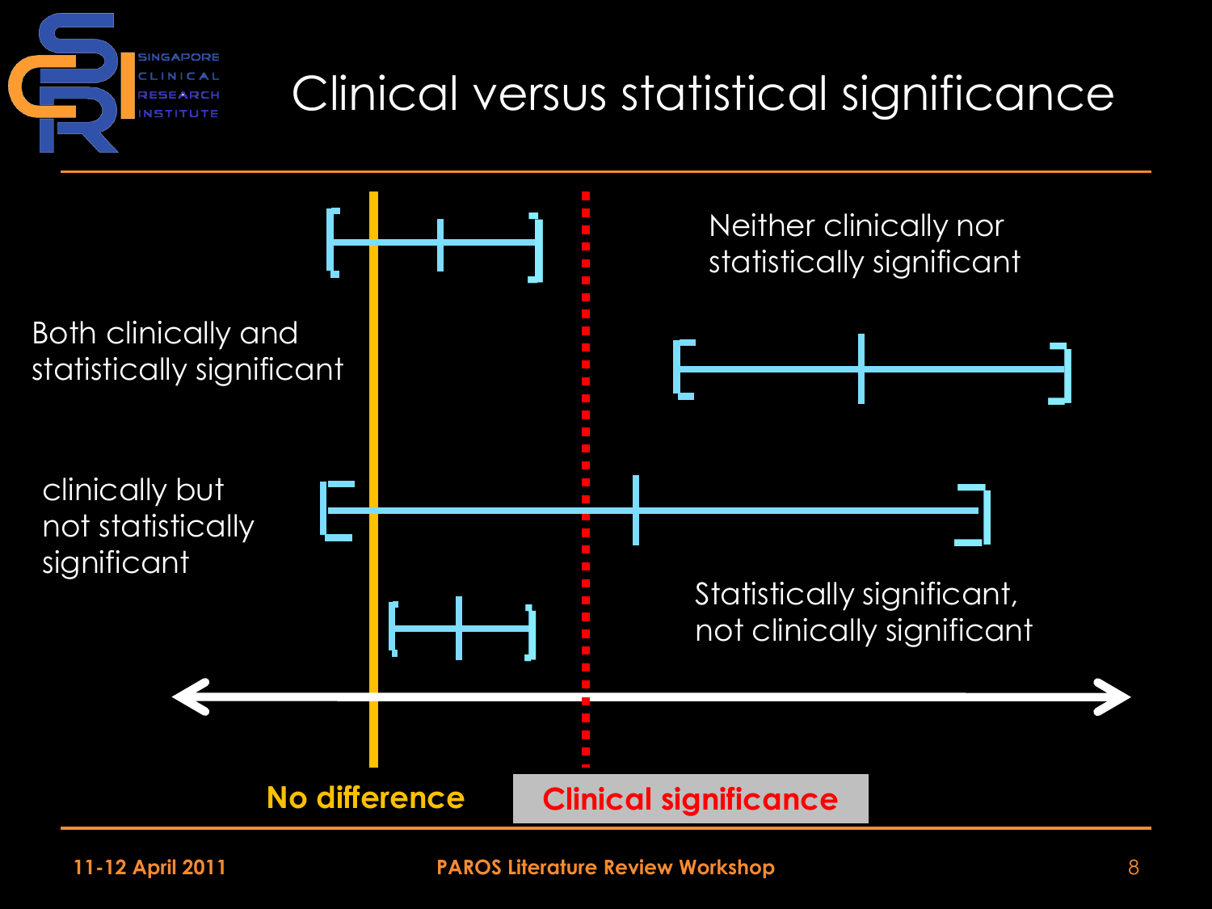# Clinical versus statistical significance

Neither clinically nor statistically significant

Both clinically and statistically significant

clinically but not statistically significant

Statistically significant, not clinically significant

No difference

Clinical significance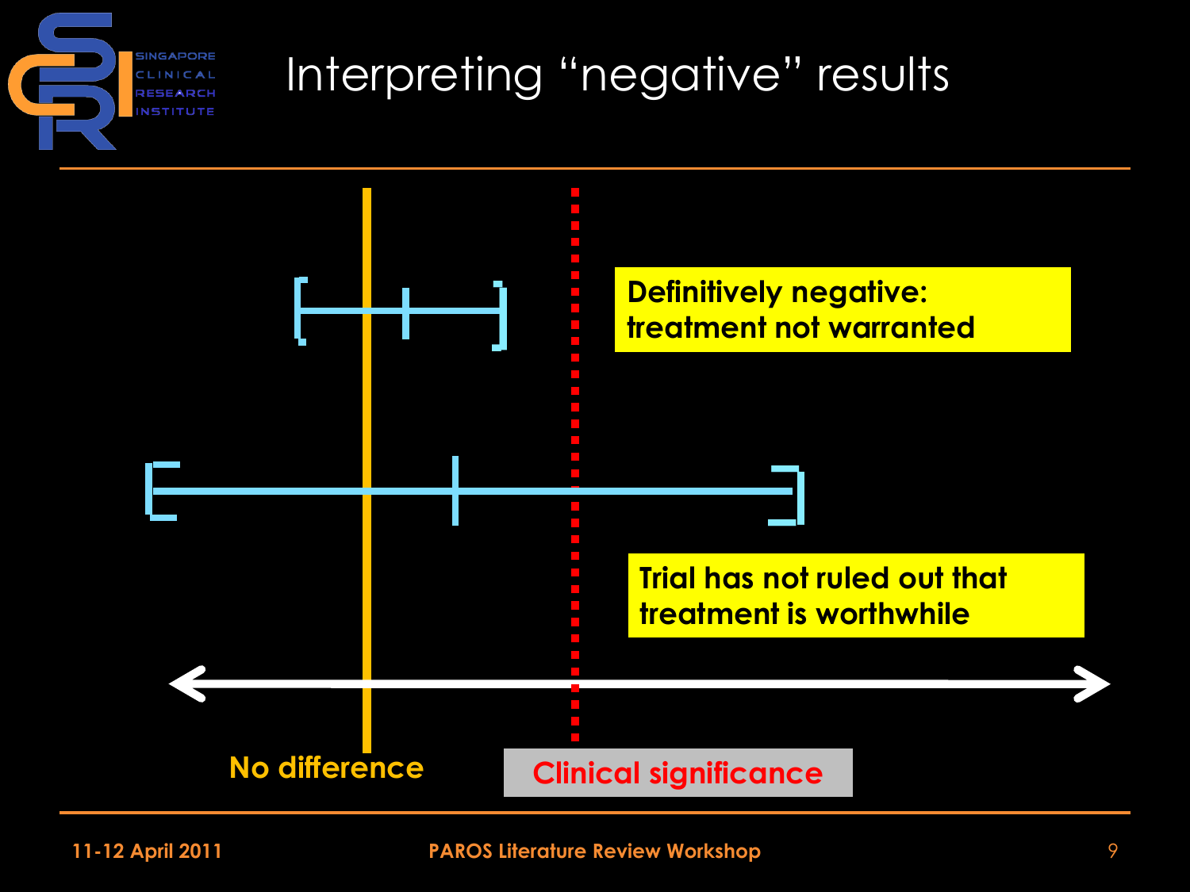# Interpreting “negative” results

Definitively negative: treatment not warranted

Trial has not ruled out that treatment is worthwhile

No difference

Clinical significance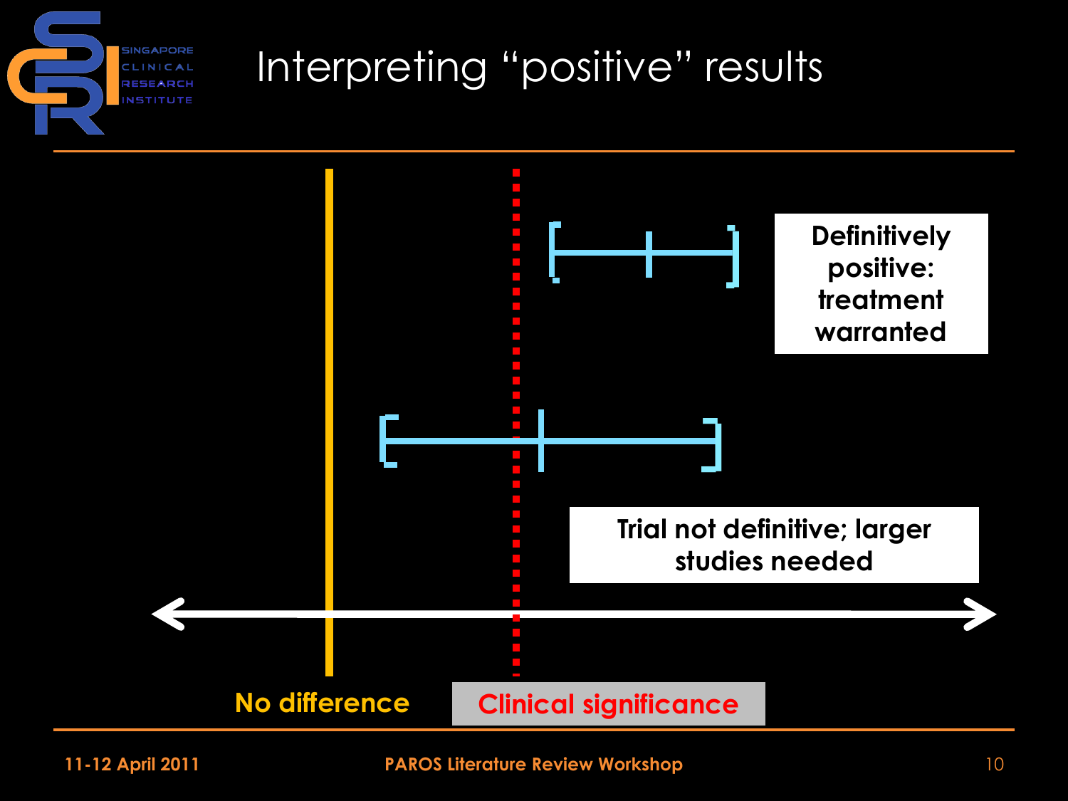# Interpreting "positive" results

Definitively positive: treatment warranted

Trial not definitive; larger studies needed

No difference

Clinical significance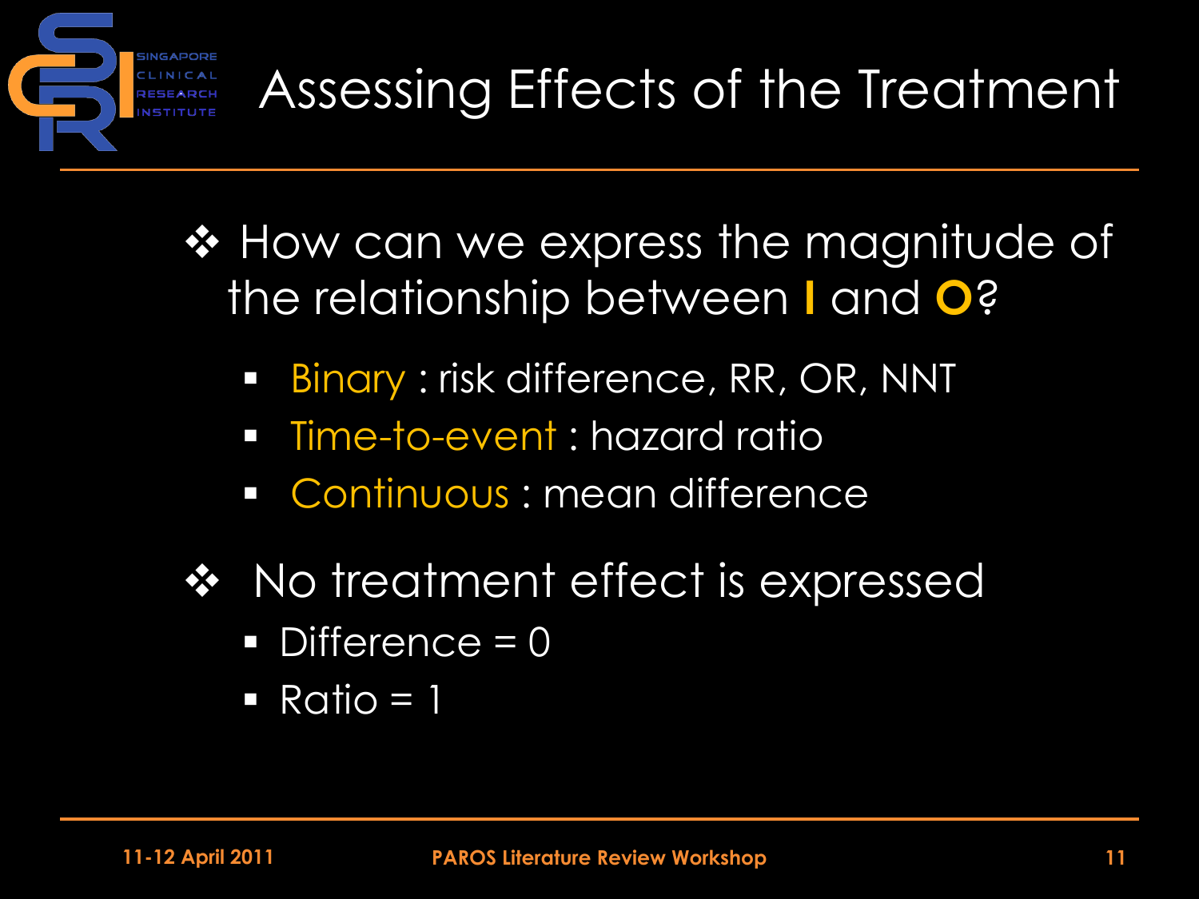# Assessing Effects of the Treatment

- How can we express the magnitude of the relationship between **I** and **O**?
  - Binary : risk difference, RR, OR, NNT
  - Time-to-event : hazard ratio
  - Continuous : mean difference
- No treatment effect is expressed
  - Difference = 0
  - Ratio = 1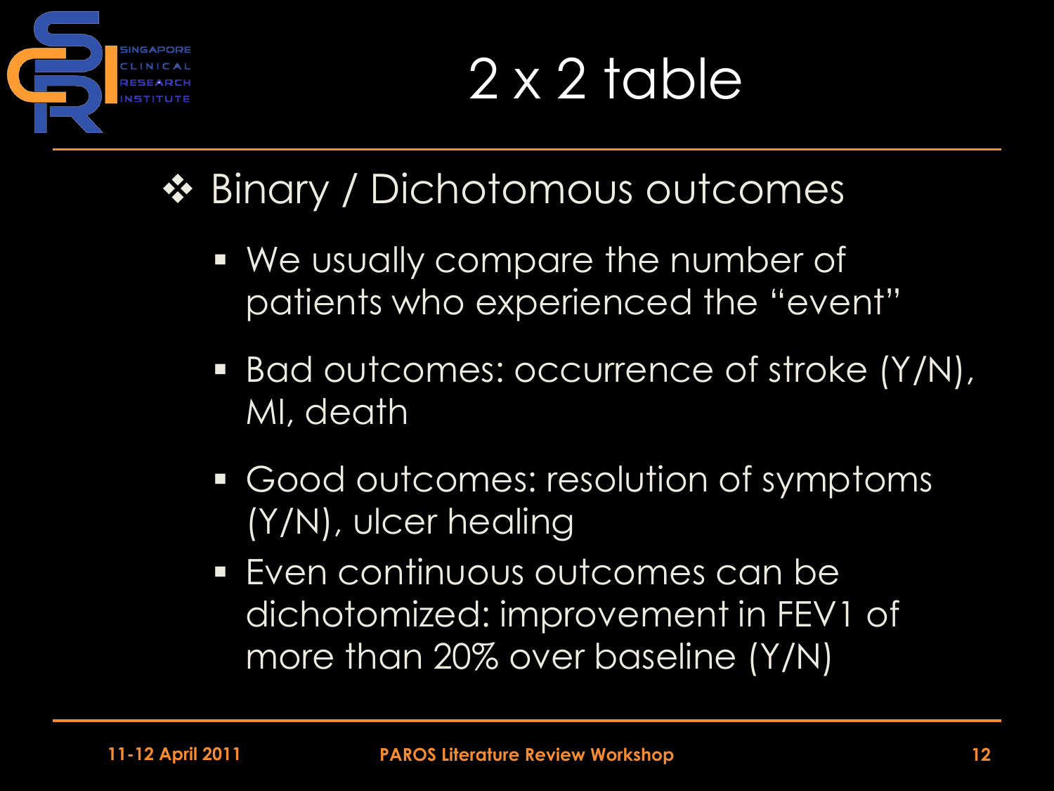# 2 x 2 table

- Binary / Dichotomous outcomes
  - We usually compare the number of patients who experienced the "event"
  - Bad outcomes: occurrence of stroke (Y/N), MI, death
  - Good outcomes: resolution of symptoms (Y/N), ulcer healing
  - Even continuous outcomes can be dichotomized: improvement in FEV1 of more than 20% over baseline (Y/N)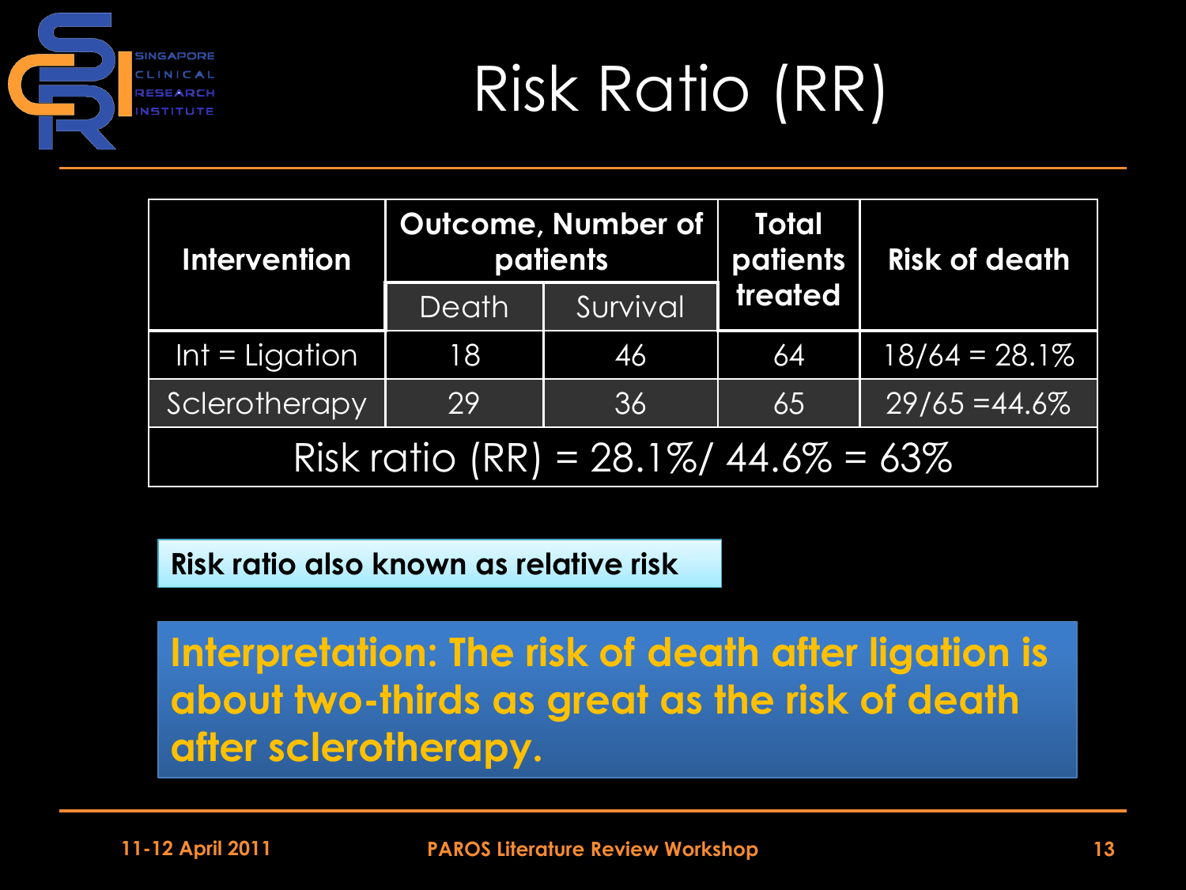# Risk Ratio (RR)

| Intervention | Outcome, Number of patients | | Total patients treated | Risk of death |
|---|---|---|---|---|
| | Death | Survival | | |
| Int = Ligation | 18 | 46 | 64 | 18/64 = 28.1% |
| Sclerotherapy | 29 | 36 | 65 | 29/65 =44.6% |
| Risk ratio (RR) = 28.1%/ 44.6% = 63% | | | | |

**Risk ratio also known as relative risk**

**Interpretation: The risk of death after ligation is about two-thirds as great as the risk of death after sclerotherapy.**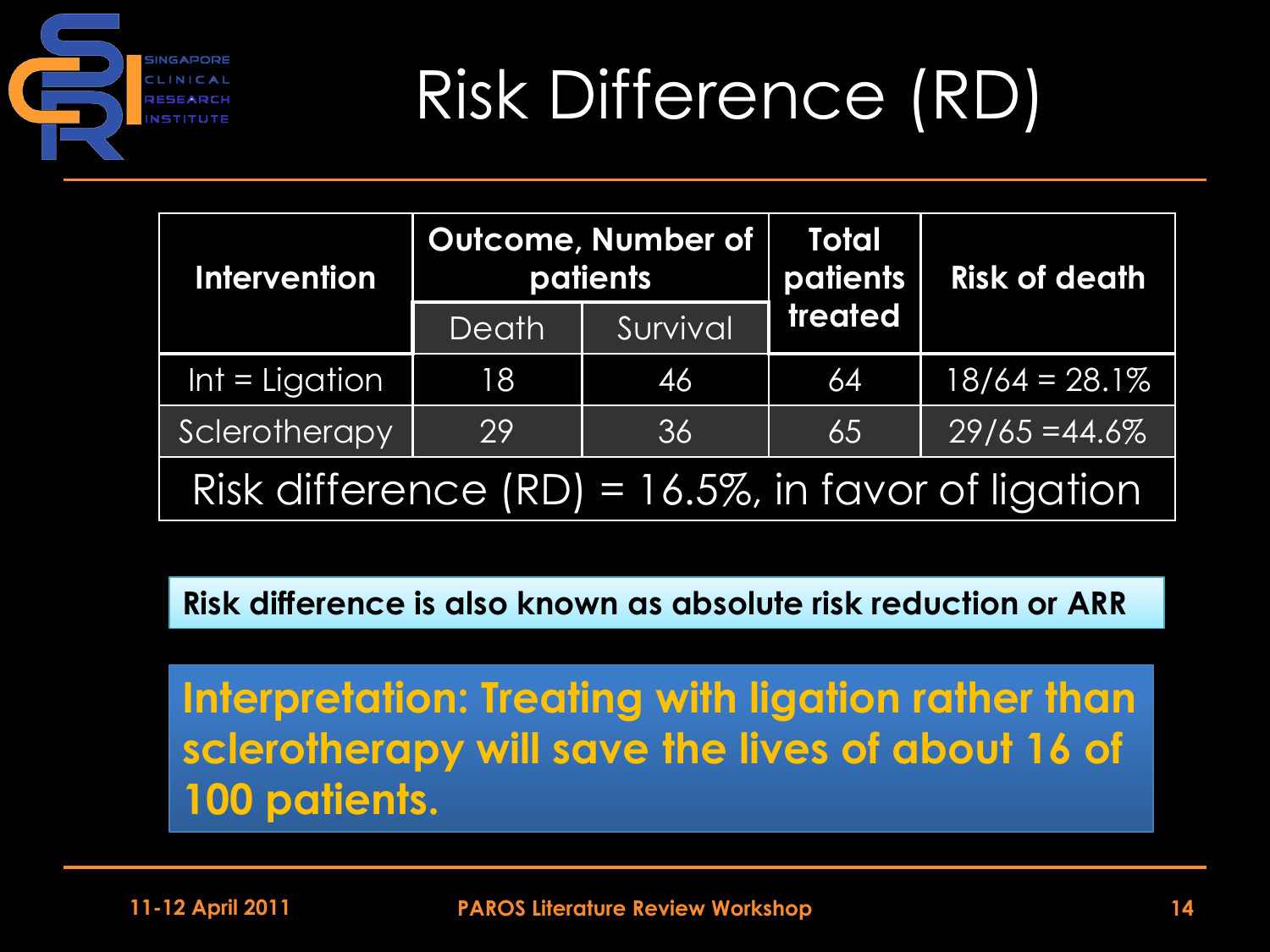# Risk Difference (RD)

| Intervention | Outcome, Number of patients | | Total patients treated | Risk of death |
|---|---|---|---|---|
| | Death | Survival | | |
| Int = Ligation | 18 | 46 | 64 | 18/64 = 28.1% |
| Sclerotherapy | 29 | 36 | 65 | 29/65 =44.6% |
| Risk difference (RD) = 16.5%, in favor of ligation | | | | |

**Risk difference is also known as absolute risk reduction or ARR**

**Interpretation: Treating with ligation rather than sclerotherapy will save the lives of about 16 of 100 patients.**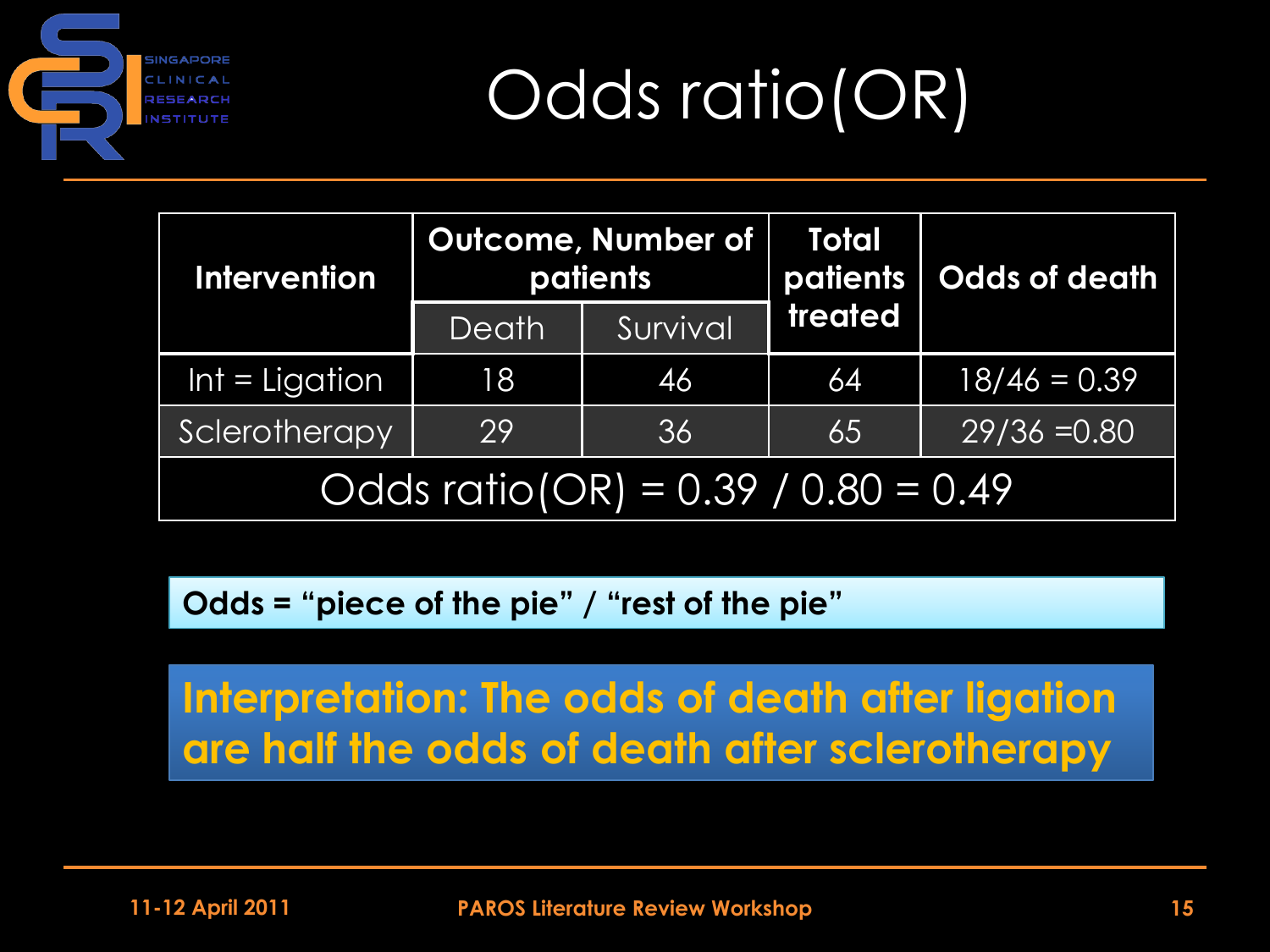# Odds ratio(OR)

| Intervention | Outcome, Number of patients | | Total patients treated | Odds of death |
|---|---|---|---|---|
| | Death | Survival | | |
| Int = Ligation | 18 | 46 | 64 | 18/46 = 0.39 |
| Sclerotherapy | 29 | 36 | 65 | 29/36 =0.80 |
| Odds ratio(OR) = 0.39 / 0.80 = 0.49 | | | | |

**Odds = "piece of the pie" / "rest of the pie"**

**Interpretation: The odds of death after ligation are half the odds of death after sclerotherapy**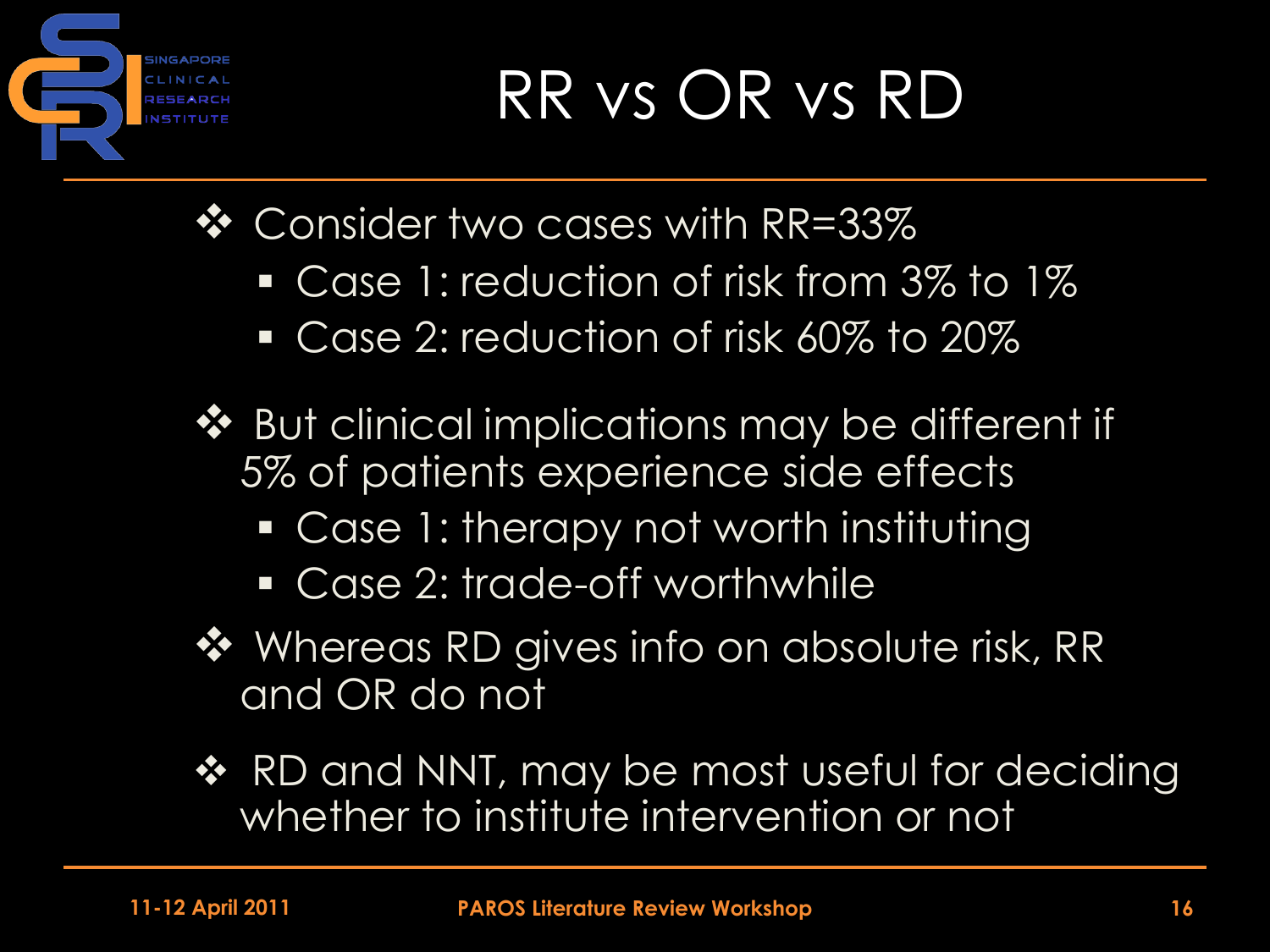# RR vs OR vs RD

- Consider two cases with RR=33%
  - Case 1: reduction of risk from 3% to 1%
  - Case 2: reduction of risk 60% to 20%
- But clinical implications may be different if 5% of patients experience side effects
  - Case 1: therapy not worth instituting
  - Case 2: trade-off worthwhile
- Whereas RD gives info on absolute risk, RR and OR do not
- RD and NNT, may be most useful for deciding whether to institute intervention or not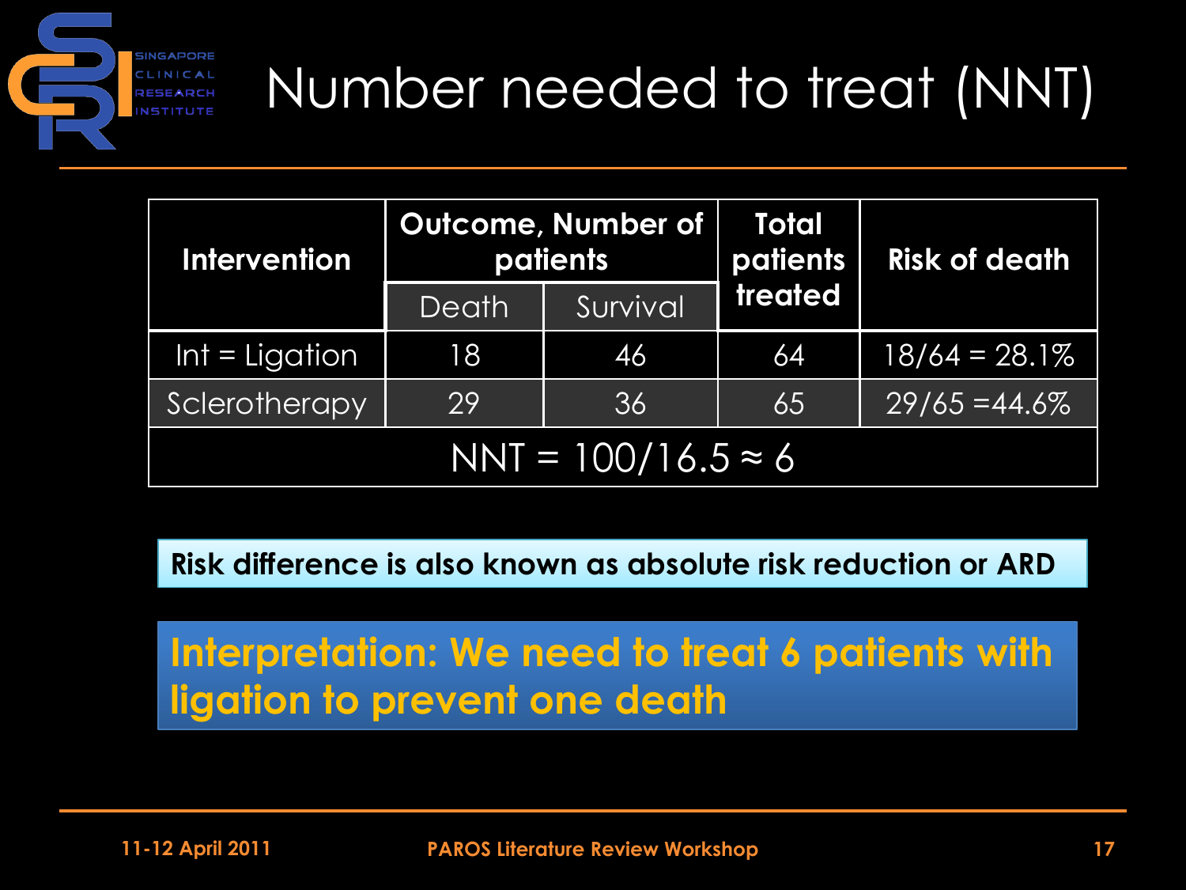# Number needed to treat (NNT)

| Intervention | Outcome, Number of patients | | Total patients treated | Risk of death |
|---|---|---|---|---|
| | Death | Survival | | |
| Int = Ligation | 18 | 46 | 64 | 18/64 = 28.1% |
| Sclerotherapy | 29 | 36 | 65 | 29/65 =44.6% |
| NNT = 100/16.5 ≈ 6 | | | | |

**Risk difference is also known as absolute risk reduction or ARD**

**Interpretation: We need to treat 6 patients with ligation to prevent one death**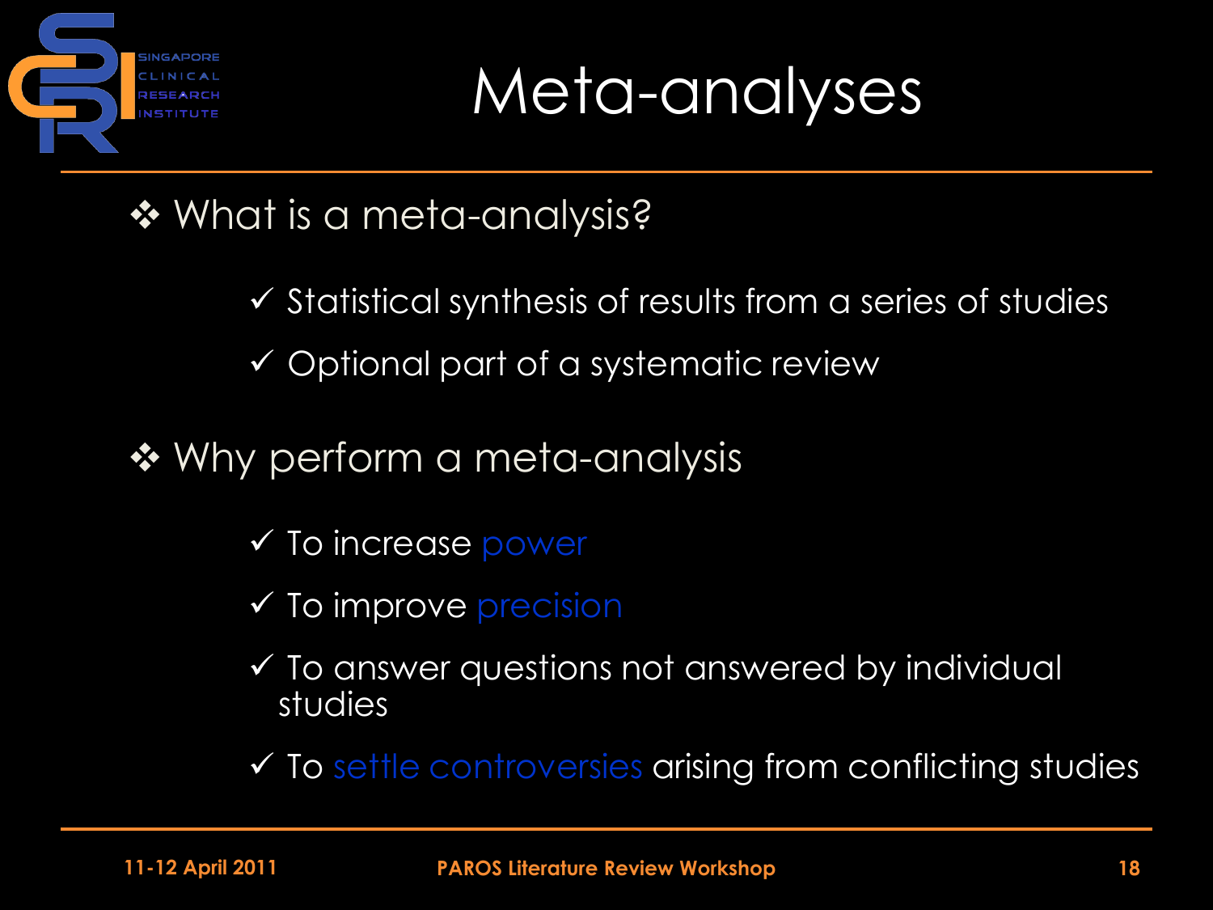# Meta-analyses

- What is a meta-analysis?
  - ✓ Statistical synthesis of results from a series of studies
  - ✓ Optional part of a systematic review
- Why perform a meta-analysis
  - ✓ To increase power
  - ✓ To improve precision
  - ✓ To answer questions not answered by individual studies
  - ✓ To settle controversies arising from conflicting studies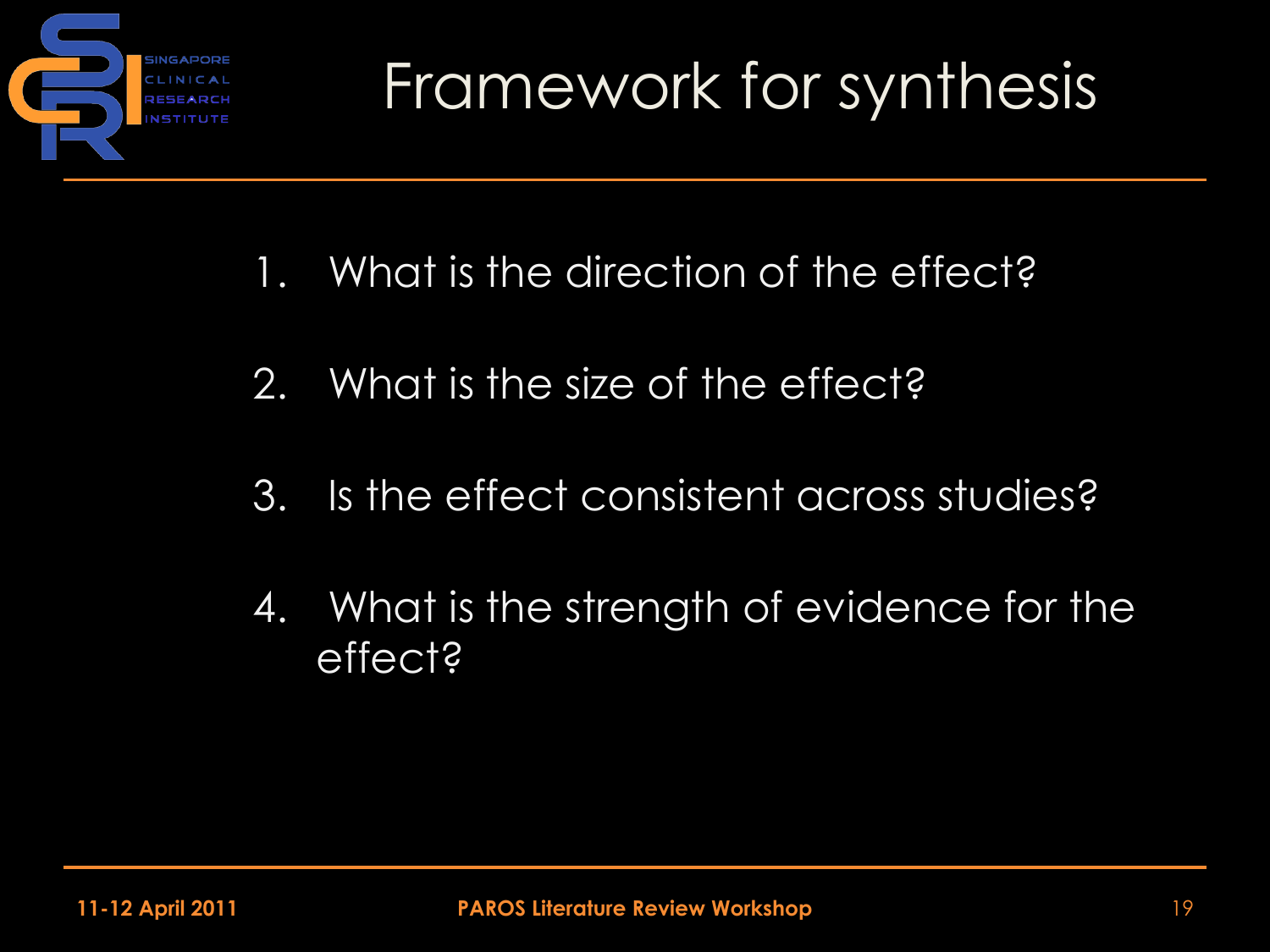# Framework for synthesis

1. What is the direction of the effect?
2. What is the size of the effect?
3. Is the effect consistent across studies?
4. What is the strength of evidence for the effect?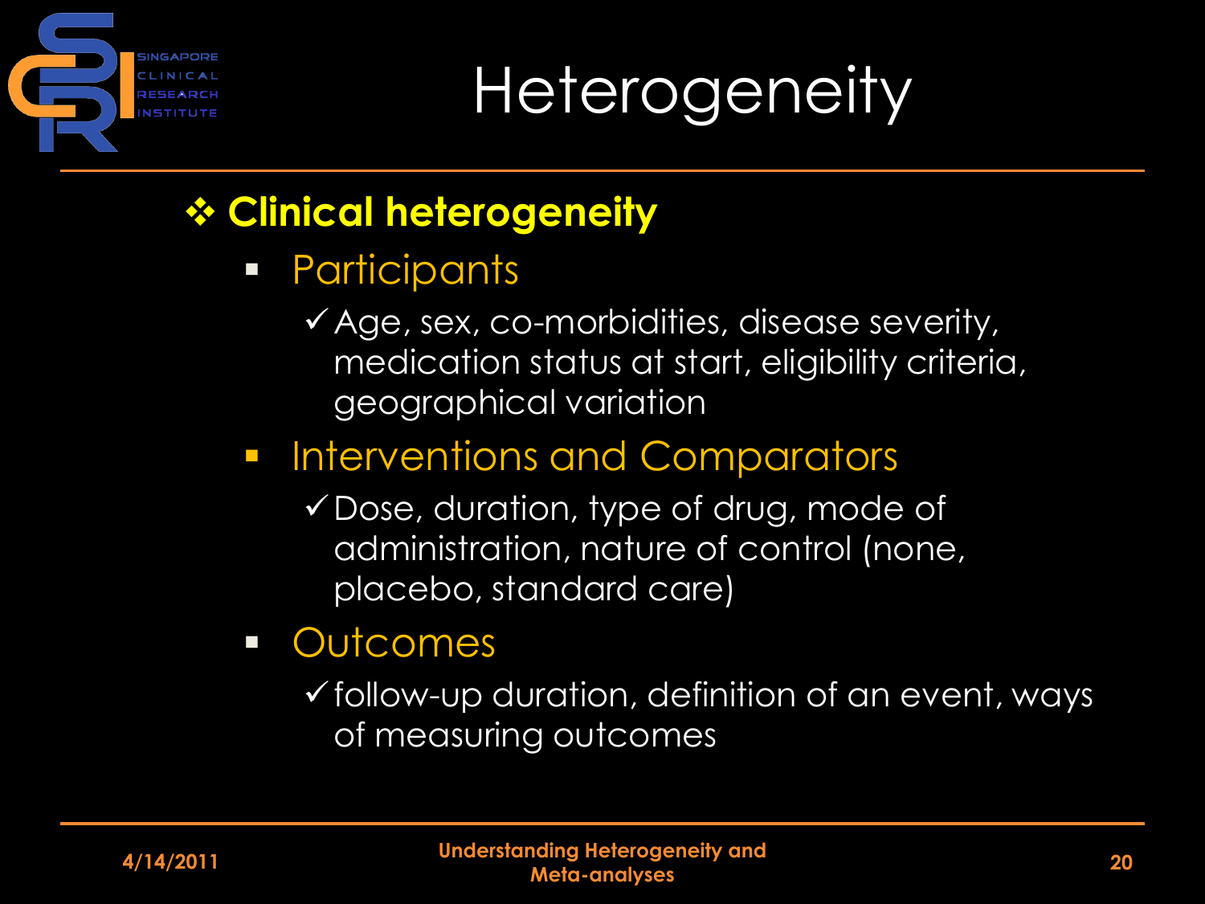# Heterogeneity

- **Clinical heterogeneity**
  - Participants
    - ✓ Age, sex, co-morbidities, disease severity, medication status at start, eligibility criteria, geographical variation
  - Interventions and Comparators
    - ✓ Dose, duration, type of drug, mode of administration, nature of control (none, placebo, standard care)
  - Outcomes
    - ✓ follow-up duration, definition of an event, ways of measuring outcomes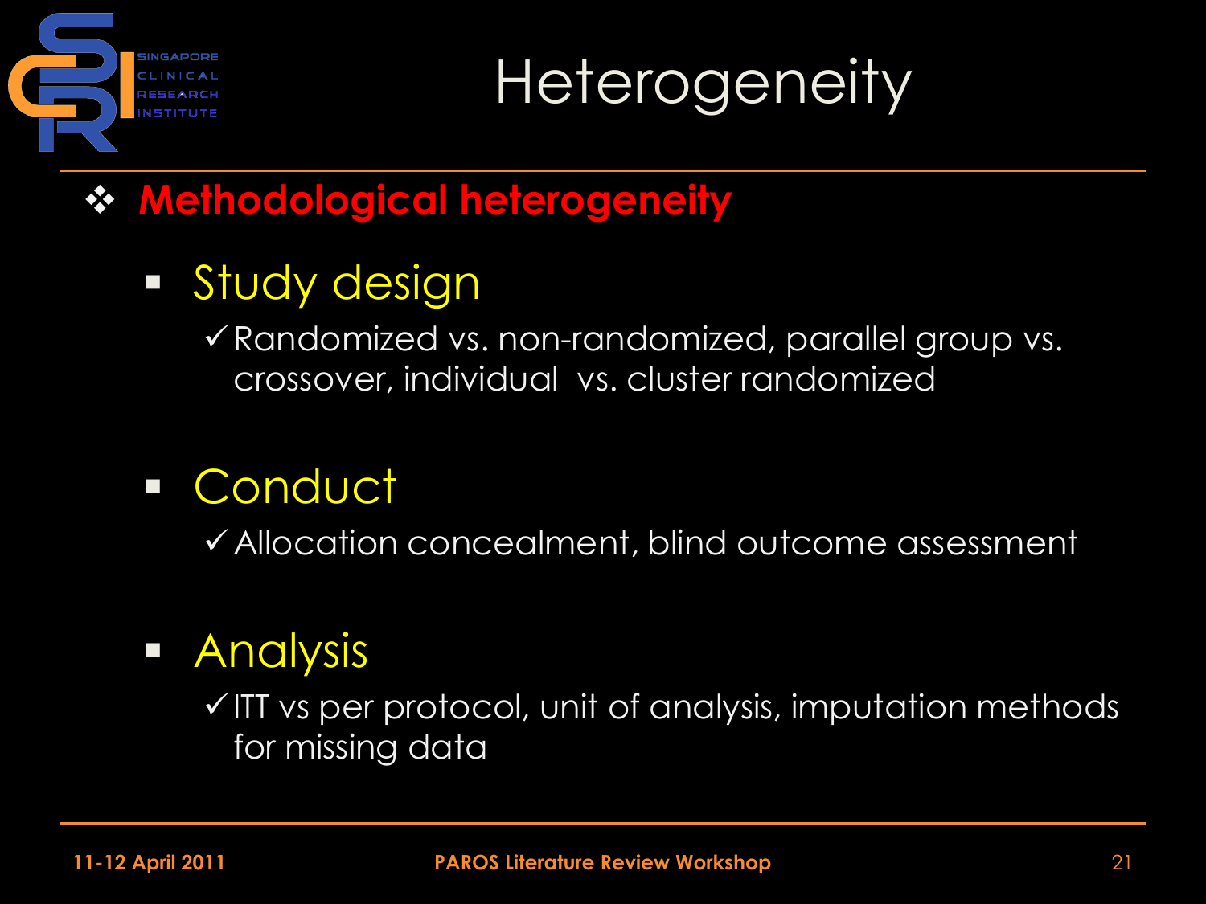# Heterogeneity

- **Methodological heterogeneity**
  - Study design
    - ✓ Randomized vs. non-randomized, parallel group vs. crossover, individual vs. cluster randomized
  - Conduct
    - ✓ Allocation concealment, blind outcome assessment
  - Analysis
    - ✓ ITT vs per protocol, unit of analysis, imputation methods for missing data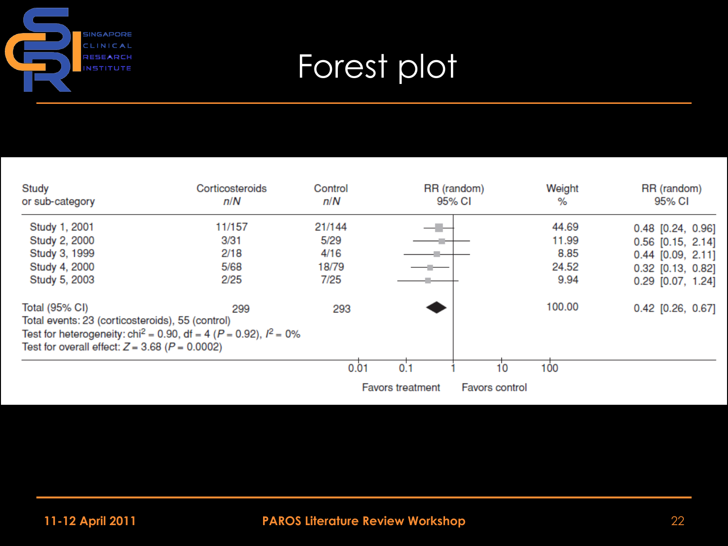# Forest plot

| Study or sub-category | Corticosteroids n/N | Control n/N | RR (random) 95% CI | Weight % | RR (random) 95% CI |
|---|---|---|---|---|---|
| Study 1, 2001 | 11/157 | 21/144 | | 44.69 | 0.48 [0.24, 0.96] |
| Study 2, 2000 | 3/31 | 5/29 | | 11.99 | 0.56 [0.15, 2.14] |
| Study 3, 1999 | 2/18 | 4/16 | | 8.85 | 0.44 [0.09, 2.11] |
| Study 4, 2000 | 5/68 | 18/79 | | 24.52 | 0.32 [0.13, 0.82] |
| Study 5, 2003 | 2/25 | 7/25 | | 9.94 | 0.29 [0.07, 1.24] |
| Total (95% CI) | 299 | 293 | | 100.00 | 0.42 [0.26, 0.67] |

Total events: 23 (corticosteroids), 55 (control)

Test for heterogeneity: $\text{chi}^2 = 0.90$, df = 4 ($P = 0.92$), $I^2 = 0\%$

Test for overall effect: $Z = 3.68$ ($P = 0.0002$)

Axis: 0.01, 0.1, 1, 10, 100

Favors treatment — Favors control

11-12 April 2011 PAROS Literature Review Workshop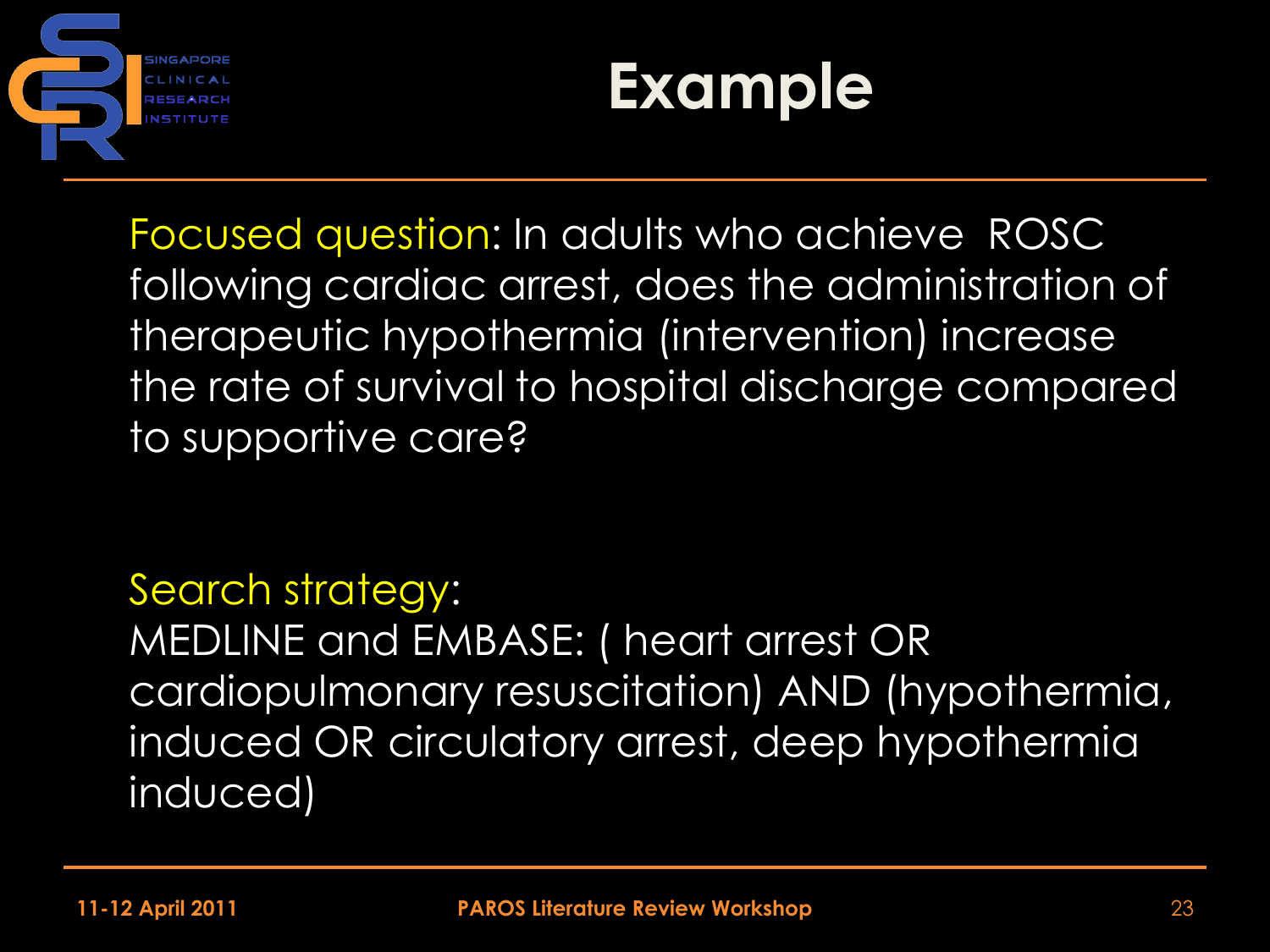# Example

Focused question: In adults who achieve ROSC following cardiac arrest, does the administration of therapeutic hypothermia (intervention) increase the rate of survival to hospital discharge compared to supportive care?

Search strategy:
MEDLINE and EMBASE: ( heart arrest OR cardiopulmonary resuscitation) AND (hypothermia, induced OR circulatory arrest, deep hypothermia induced)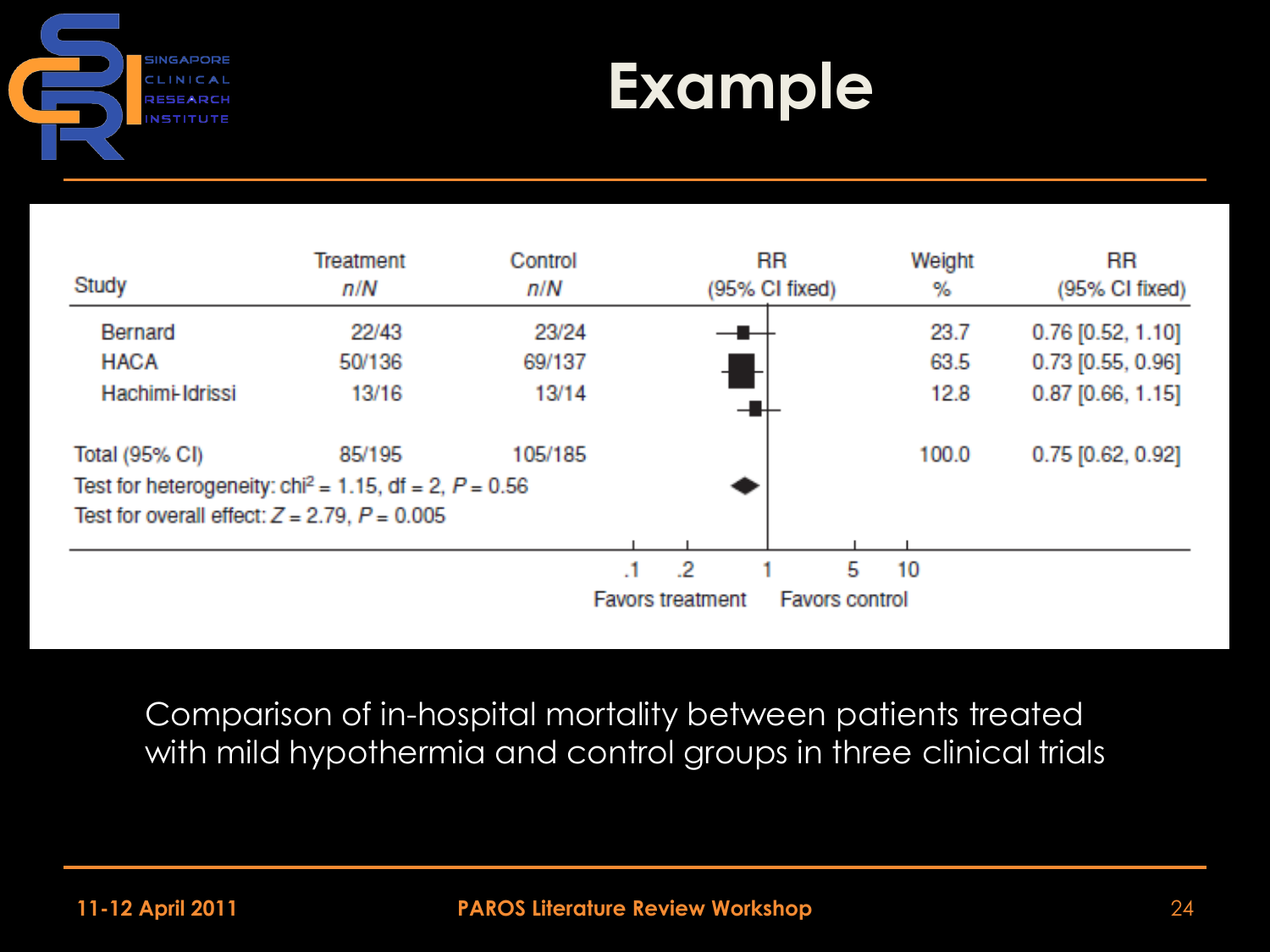# Example

| Study | Treatment n/N | Control n/N | RR (95% CI fixed) | Weight % | RR (95% CI fixed) |
|---|---|---|---|---|---|
| Bernard | 22/43 | 23/24 | | 23.7 | 0.76 [0.52, 1.10] |
| HACA | 50/136 | 69/137 | | 63.5 | 0.73 [0.55, 0.96] |
| Hachimi-Idrissi | 13/16 | 13/14 | | 12.8 | 0.87 [0.66, 1.15] |
| Total (95% CI) | 85/195 | 105/185 | | 100.0 | 0.75 [0.62, 0.92] |

Test for heterogeneity: $chi^2 = 1.15$, $df = 2$, $P = 0.56$

Test for overall effect: $Z = 2.79$, $P = 0.005$

Axis: .1 .2 1 5 10 — Favors treatment | Favors control

Comparison of in-hospital mortality between patients treated with mild hypothermia and control groups in three clinical trials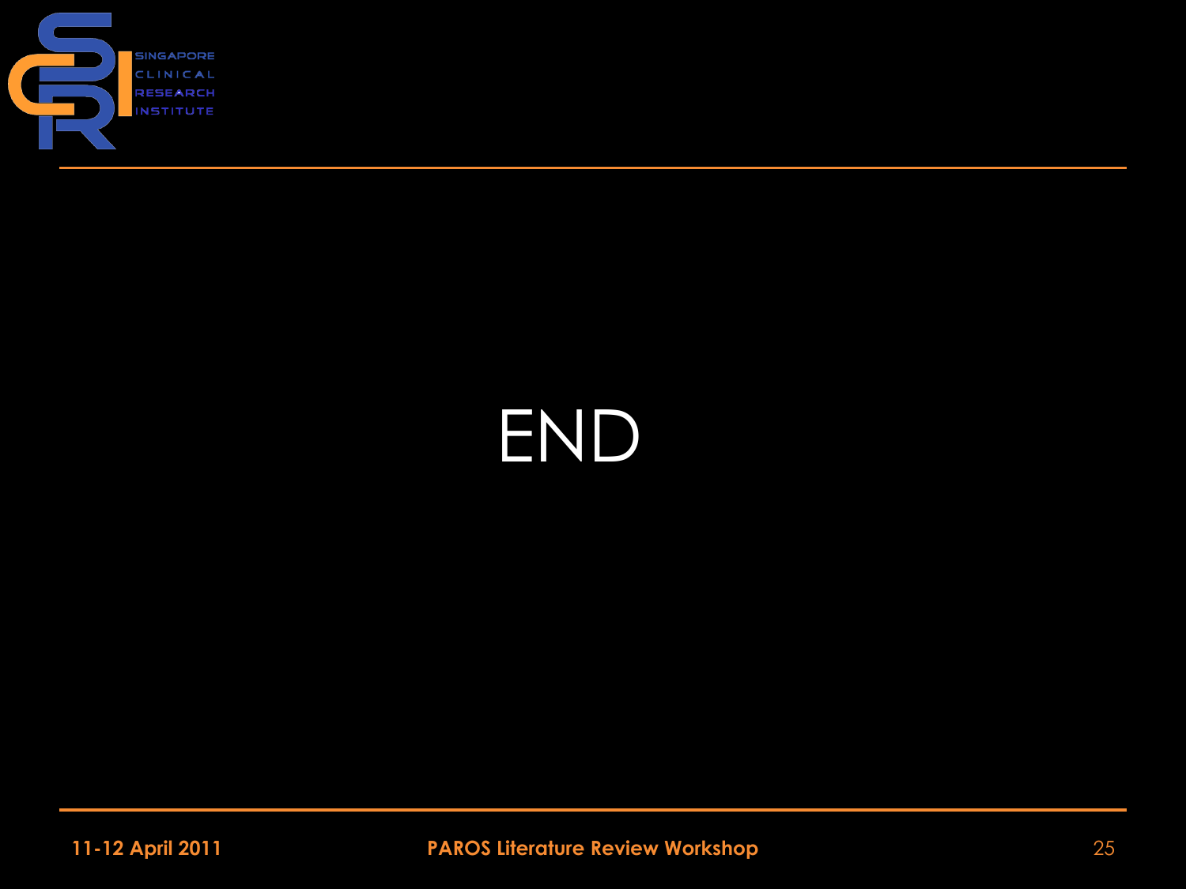# END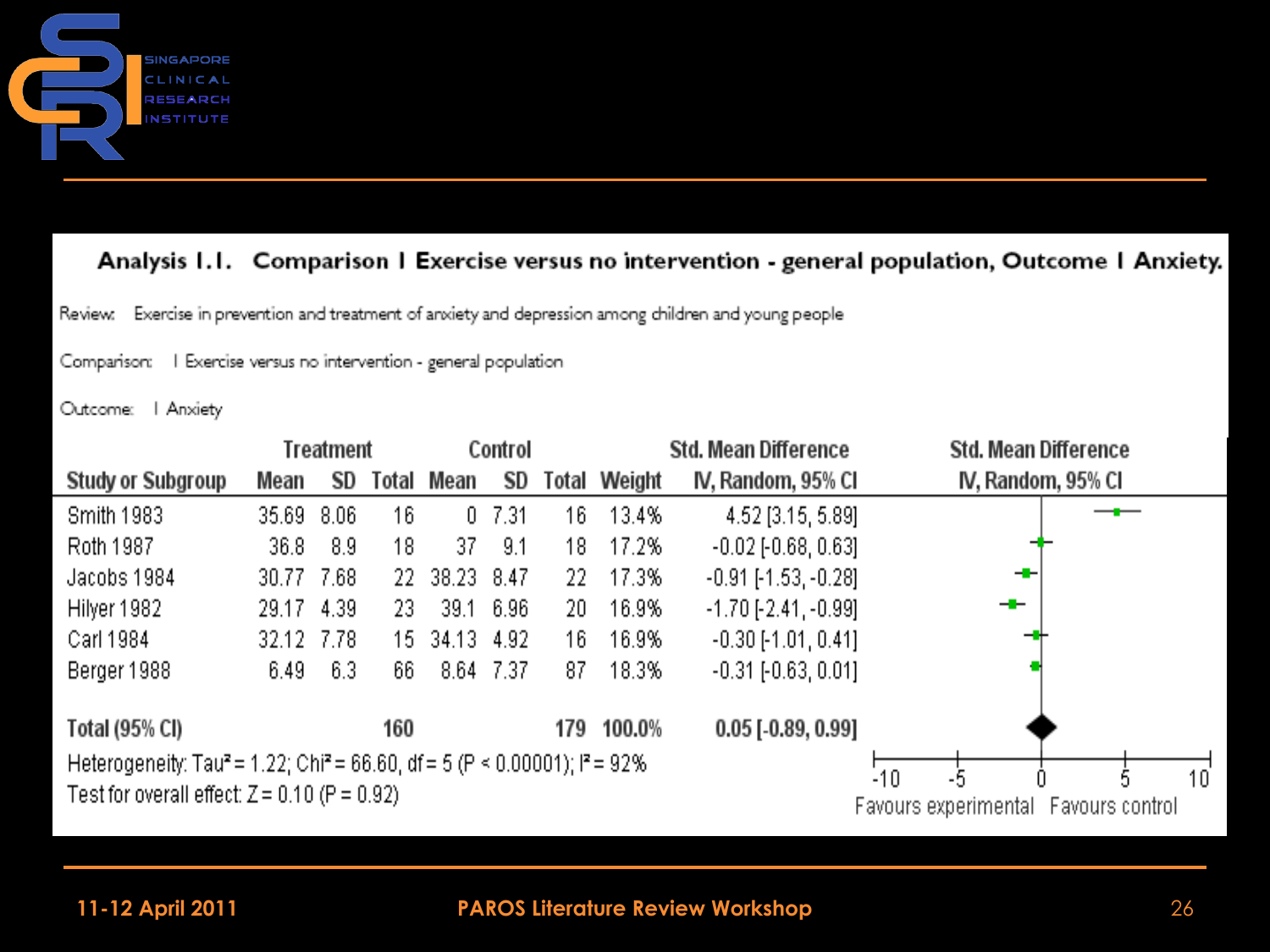**Analysis 1.1. Comparison 1 Exercise versus no intervention - general population, Outcome 1 Anxiety.**

Review: Exercise in prevention and treatment of anxiety and depression among children and young people

Comparison: 1 Exercise versus no intervention - general population

Outcome: 1 Anxiety

| Study or Subgroup | Treatment | | | Control | | | Weight | Std. Mean Difference |
|---|---|---|---|---|---|---|---|---|
| | Mean | SD | Total | Mean | SD | Total | | IV, Random, 95% CI |
| Smith 1983 | 35.69 | 8.06 | 16 | 0 | 7.31 | 16 | 13.4% | 4.52 [3.15, 5.89] |
| Roth 1987 | 36.8 | 8.9 | 18 | 37 | 9.1 | 18 | 17.2% | -0.02 [-0.68, 0.63] |
| Jacobs 1984 | 30.77 | 7.68 | 22 | 38.23 | 8.47 | 22 | 17.3% | -0.91 [-1.53, -0.28] |
| Hilyer 1982 | 29.17 | 4.39 | 23 | 39.1 | 6.96 | 20 | 16.9% | -1.70 [-2.41, -0.99] |
| Carl 1984 | 32.12 | 7.78 | 15 | 34.13 | 4.92 | 16 | 16.9% | -0.30 [-1.01, 0.41] |
| Berger 1988 | 6.49 | 6.3 | 66 | 8.64 | 7.37 | 87 | 18.3% | -0.31 [-0.63, 0.01] |
| **Total (95% CI)** | | | **160** | | | **179** | **100.0%** | **0.05 [-0.89, 0.99]** |

Heterogeneity: $Tau^2 = 1.22$; $Chi^2 = 66.60$, $df = 5$ ($P < 0.00001$); $I^2 = 92\%$

Test for overall effect: $Z = 0.10$ ($P = 0.92$)

Std. Mean Difference, IV, Random, 95% CI — axis: -10, -5, 0, 5, 10; Favours experimental | Favours control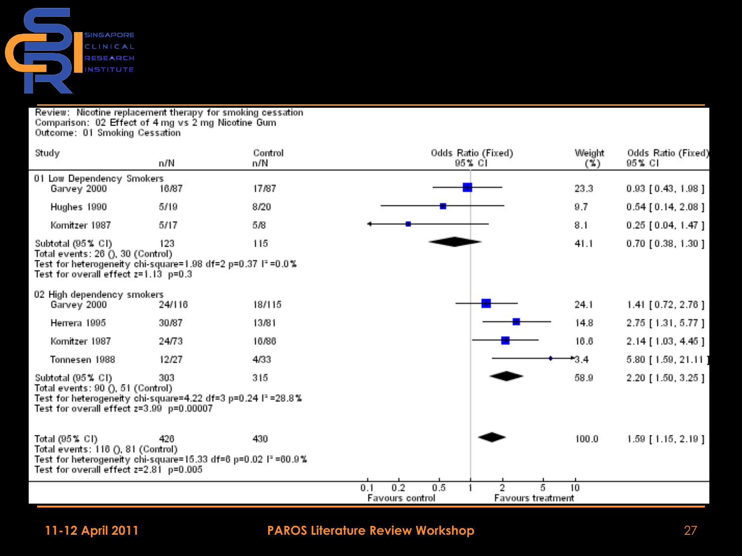Review: Nicotine replacement therapy for smoking cessation
Comparison: 02 Effect of 4 mg vs 2 mg Nicotine Gum
Outcome: 01 Smoking Cessation

| Study | n/N | Control n/N | Weight (%) | Odds Ratio (Fixed) 95% CI |
| --- | --- | --- | --- | --- |
| **01 Low Dependency Smokers** | | | | |
| Garvey 2000 | 16/87 | 17/87 | 23.3 | 0.93 [ 0.43, 1.98 ] |
| Hughes 1990 | 5/19 | 8/20 | 9.7 | 0.54 [ 0.14, 2.08 ] |
| Komitzer 1987 | 5/17 | 5/8 | 8.1 | 0.25 [ 0.04, 1.47 ] |
| Subtotal (95% CI) | 123 | 115 | 41.1 | 0.70 [ 0.38, 1.30 ] |
| Total events: 26 (), 30 (Control) | | | | |
| Test for heterogeneity chi-square=1.98 df=2 p=0.37 I² =0.0% | | | | |
| Test for overall effect z=1.13 p=0.3 | | | | |
| **02 High dependency smokers** | | | | |
| Garvey 2000 | 24/116 | 18/115 | 24.1 | 1.41 [ 0.72, 2.76 ] |
| Herrera 1995 | 30/87 | 13/81 | 14.8 | 2.75 [ 1.31, 5.77 ] |
| Komitzer 1987 | 24/73 | 16/86 | 16.6 | 2.14 [ 1.03, 4.45 ] |
| Tonnesen 1988 | 12/27 | 4/33 | 3.4 | 5.80 [ 1.59, 21.11 ] |
| Subtotal (95% CI) | 303 | 315 | 58.9 | 2.20 [ 1.50, 3.25 ] |
| Total events: 90 (), 51 (Control) | | | | |
| Test for heterogeneity chi-square=4.22 df=3 p=0.24 I² =28.8% | | | | |
| Test for overall effect z=3.99 p=0.00007 | | | | |
| **Total (95% CI)** | 426 | 430 | 100.0 | 1.59 [ 1.15, 2.19 ] |
| Total events: 116 (), 81 (Control) | | | | |
| Test for heterogeneity chi-square=15.33 df=6 p=0.02 I² =60.9% | | | | |
| Test for overall effect z=2.81 p=0.005 | | | | |

Odds Ratio (Fixed) 95% CI

0.1 0.2 0.5 1 2 5 10

Favours control Favours treatment

11-12 April 2011 PAROS Literature Review Workshop